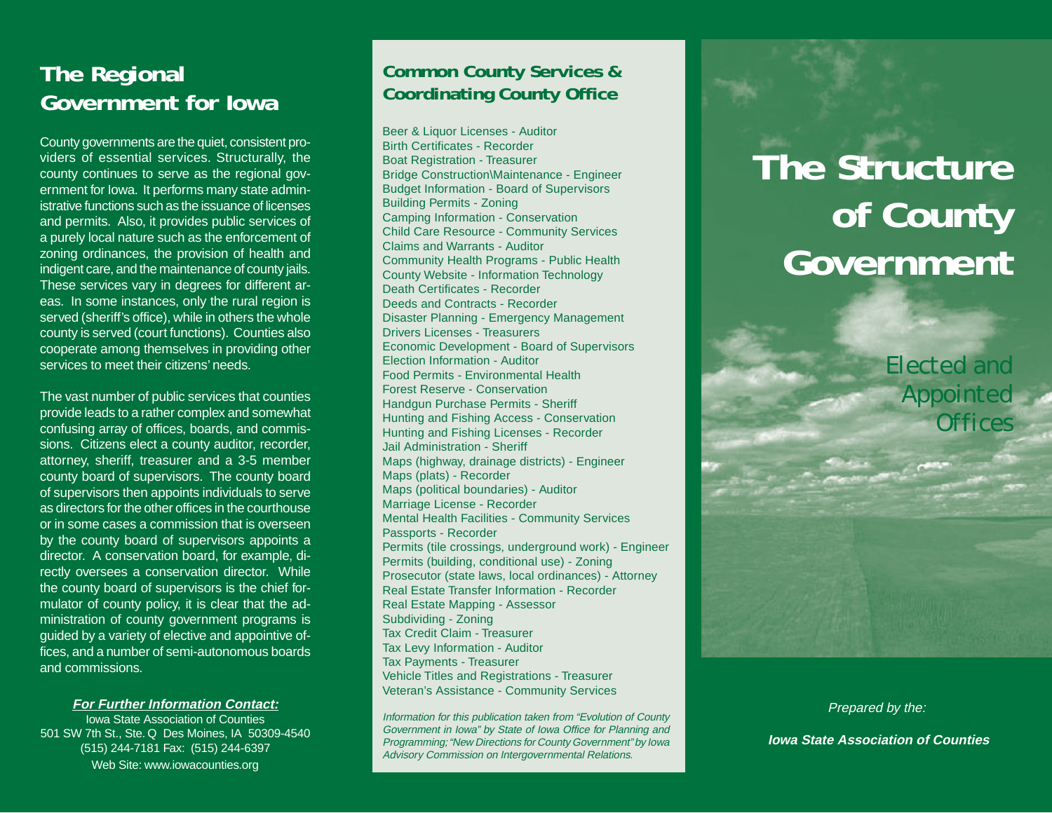## The Regional Government for Iowa

County governments are the quiet, consistent providers of essential services. Structurally, the county continues to serve as the regional government for Iowa. It performs many state administrative functions such as the issuance of licenses and permits. Also, it provides public services of a purely local nature such as the enforcement of zoning ordinances, the provision of health and indigent care, and the maintenance of county jails. These services vary in degrees for different areas. In some instances, only the rural region is served (sheriff's office), while in others the whole county is served (court functions). Counties also cooperate among themselves in providing other services to meet their citizens' needs.

The vast number of public services that counties provide leads to a rather complex and somewhat confusing array of offices, boards, and commissions. Citizens elect a county auditor, recorder, attorney, sheriff, treasurer and a 3-5 member county board of supervisors. The county board of supervisors then appoints individuals to serve as directors for the other offices in the courthouse or in some cases a commission that is overseen by the county board of supervisors appoints a director. A conservation board, for example, directly oversees a conservation director. While the county board of supervisors is the chief formulator of county policy, it is clear that the administration of county government programs is guided by a variety of elective and appointive offices, and a number of semi-autonomous boards and commissions.

***For Further Information Contact:***

Iowa State Association of Counties
501 SW 7th St., Ste. Q Des Moines, IA 50309-4540
(515) 244-7181 Fax: (515) 244-6397
Web Site: www.iowacounties.org

## Common County Services & Coordinating County Office

Beer & Liquor Licenses - Auditor
Birth Certificates - Recorder
Boat Registration - Treasurer
Bridge Construction\Maintenance - Engineer
Budget Information - Board of Supervisors
Building Permits - Zoning
Camping Information - Conservation
Child Care Resource - Community Services
Claims and Warrants - Auditor
Community Health Programs - Public Health
County Website - Information Technology
Death Certificates - Recorder
Deeds and Contracts - Recorder
Disaster Planning - Emergency Management
Drivers Licenses - Treasurers
Economic Development - Board of Supervisors
Election Information - Auditor
Food Permits - Environmental Health
Forest Reserve - Conservation
Handgun Purchase Permits - Sheriff
Hunting and Fishing Access - Conservation
Hunting and Fishing Licenses - Recorder
Jail Administration - Sheriff
Maps (highway, drainage districts) - Engineer
Maps (plats) - Recorder
Maps (political boundaries) - Auditor
Marriage License - Recorder
Mental Health Facilities - Community Services
Passports - Recorder
Permits (tile crossings, underground work) - Engineer
Permits (building, conditional use) - Zoning
Prosecutor (state laws, local ordinances) - Attorney
Real Estate Transfer Information - Recorder
Real Estate Mapping - Assessor
Subdividing - Zoning
Tax Credit Claim - Treasurer
Tax Levy Information - Auditor
Tax Payments - Treasurer
Vehicle Titles and Registrations - Treasurer
Veteran's Assistance - Community Services

*Information for this publication taken from "Evolution of County Government in Iowa" by State of Iowa Office for Planning and Programming; "New Directions for County Government" by Iowa Advisory Commission on Intergovernmental Relations.*

# The Structure of County Government

Elected and Appointed Offices

*Prepared by the:*

***Iowa State Association of Counties***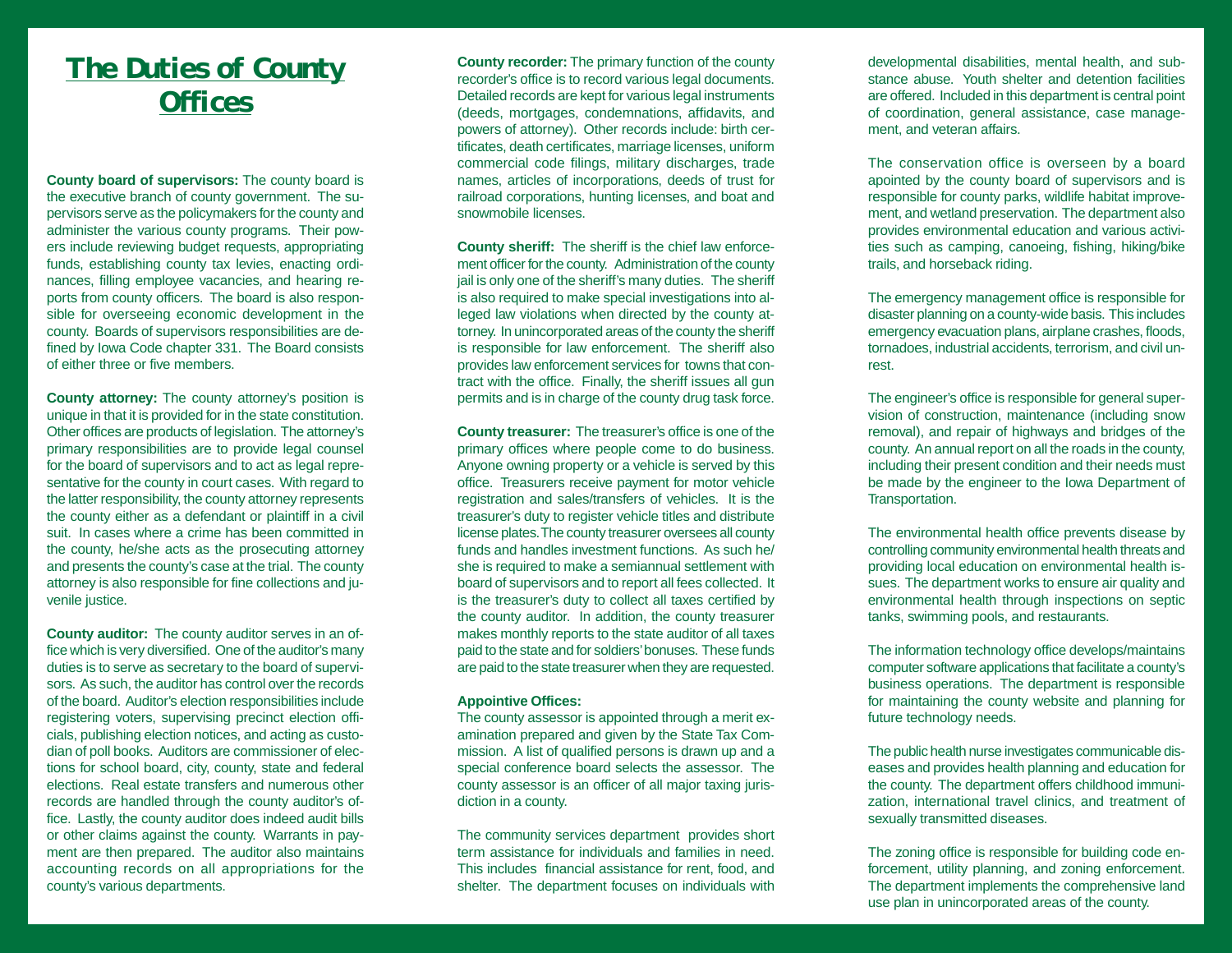# The Duties of County Offices

**County board of supervisors:** The county board is the executive branch of county government. The supervisors serve as the policymakers for the county and administer the various county programs. Their powers include reviewing budget requests, appropriating funds, establishing county tax levies, enacting ordinances, filling employee vacancies, and hearing reports from county officers. The board is also responsible for overseeing economic development in the county. Boards of supervisors responsibilities are defined by Iowa Code chapter 331. The Board consists of either three or five members.

**County attorney:** The county attorney's position is unique in that it is provided for in the state constitution. Other offices are products of legislation. The attorney's primary responsibilities are to provide legal counsel for the board of supervisors and to act as legal representative for the county in court cases. With regard to the latter responsibility, the county attorney represents the county either as a defendant or plaintiff in a civil suit. In cases where a crime has been committed in the county, he/she acts as the prosecuting attorney and presents the county's case at the trial. The county attorney is also responsible for fine collections and juvenile justice.

**County auditor:** The county auditor serves in an office which is very diversified. One of the auditor's many duties is to serve as secretary to the board of supervisors. As such, the auditor has control over the records of the board. Auditor's election responsibilities include registering voters, supervising precinct election officials, publishing election notices, and acting as custodian of poll books. Auditors are commissioner of elections for school board, city, county, state and federal elections. Real estate transfers and numerous other records are handled through the county auditor's office. Lastly, the county auditor does indeed audit bills or other claims against the county. Warrants in payment are then prepared. The auditor also maintains accounting records on all appropriations for the county's various departments.

**County recorder:** The primary function of the county recorder's office is to record various legal documents. Detailed records are kept for various legal instruments (deeds, mortgages, condemnations, affidavits, and powers of attorney). Other records include: birth certificates, death certificates, marriage licenses, uniform commercial code filings, military discharges, trade names, articles of incorporations, deeds of trust for railroad corporations, hunting licenses, and boat and snowmobile licenses.

**County sheriff:** The sheriff is the chief law enforcement officer for the county. Administration of the county jail is only one of the sheriff's many duties. The sheriff is also required to make special investigations into alleged law violations when directed by the county attorney. In unincorporated areas of the county the sheriff is responsible for law enforcement. The sheriff also provides law enforcement services for towns that contract with the office. Finally, the sheriff issues all gun permits and is in charge of the county drug task force.

**County treasurer:** The treasurer's office is one of the primary offices where people come to do business. Anyone owning property or a vehicle is served by this office. Treasurers receive payment for motor vehicle registration and sales/transfers of vehicles. It is the treasurer's duty to register vehicle titles and distribute license plates. The county treasurer oversees all county funds and handles investment functions. As such he/she is required to make a semiannual settlement with board of supervisors and to report all fees collected. It is the treasurer's duty to collect all taxes certified by the county auditor. In addition, the county treasurer makes monthly reports to the state auditor of all taxes paid to the state and for soldiers' bonuses. These funds are paid to the state treasurer when they are requested.

**Appointive Offices:**

The county assessor is appointed through a merit examination prepared and given by the State Tax Commission. A list of qualified persons is drawn up and a special conference board selects the assessor. The county assessor is an officer of all major taxing jurisdiction in a county.

The community services department provides short term assistance for individuals and families in need. This includes financial assistance for rent, food, and shelter. The department focuses on individuals with developmental disabilities, mental health, and substance abuse. Youth shelter and detention facilities are offered. Included in this department is central point of coordination, general assistance, case management, and veteran affairs.

The conservation office is overseen by a board apointed by the county board of supervisors and is responsible for county parks, wildlife habitat improvement, and wetland preservation. The department also provides environmental education and various activities such as camping, canoeing, fishing, hiking/bike trails, and horseback riding.

The emergency management office is responsible for disaster planning on a county-wide basis. This includes emergency evacuation plans, airplane crashes, floods, tornadoes, industrial accidents, terrorism, and civil unrest.

The engineer's office is responsible for general supervision of construction, maintenance (including snow removal), and repair of highways and bridges of the county. An annual report on all the roads in the county, including their present condition and their needs must be made by the engineer to the Iowa Department of Transportation.

The environmental health office prevents disease by controlling community environmental health threats and providing local education on environmental health issues. The department works to ensure air quality and environmental health through inspections on septic tanks, swimming pools, and restaurants.

The information technology office develops/maintains computer software applications that facilitate a county's business operations. The department is responsible for maintaining the county website and planning for future technology needs.

The public health nurse investigates communicable diseases and provides health planning and education for the county. The department offers childhood immunization, international travel clinics, and treatment of sexually transmitted diseases.

The zoning office is responsible for building code enforcement, utility planning, and zoning enforcement. The department implements the comprehensive land use plan in unincorporated areas of the county.